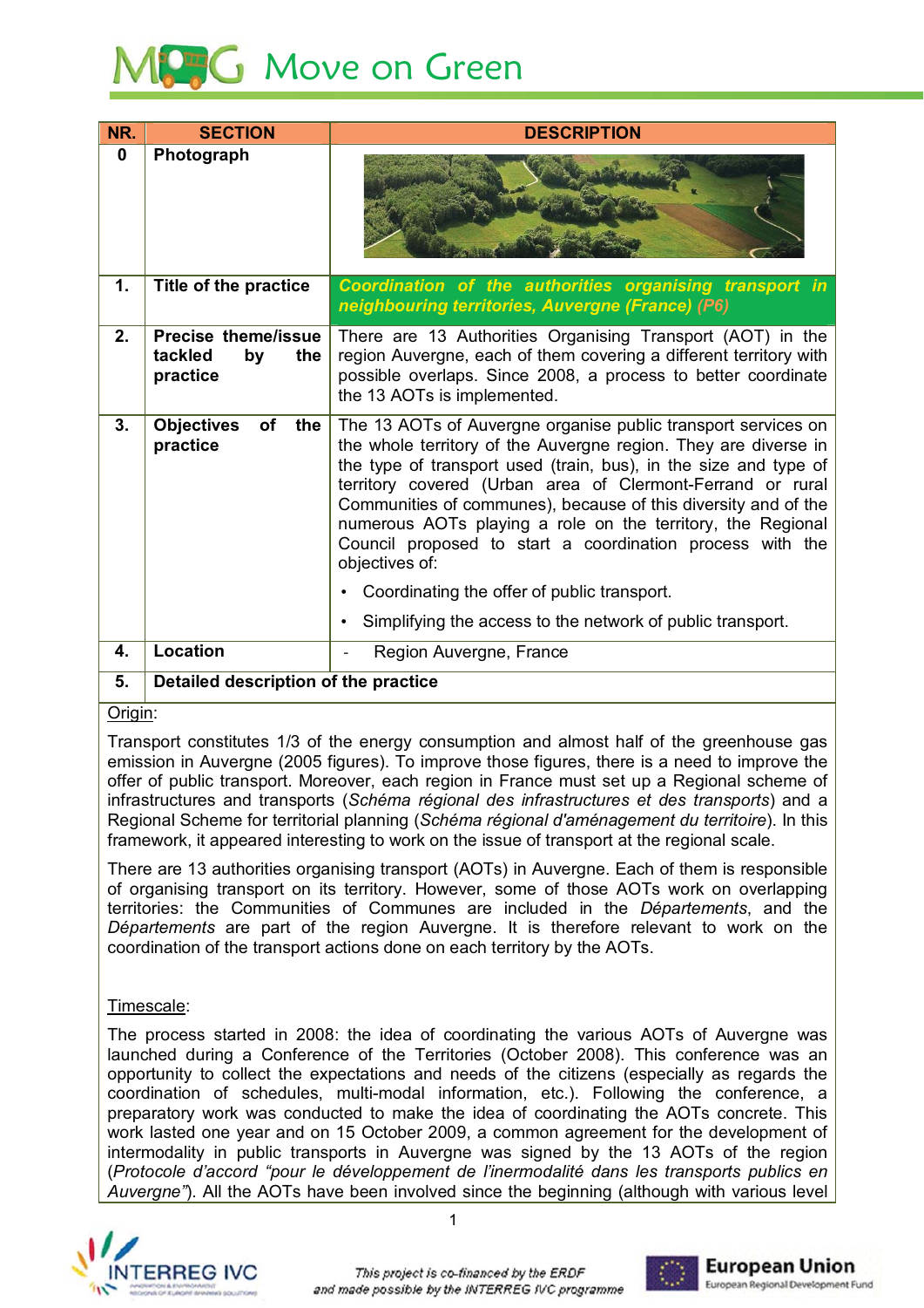# Move on Green

| NR. | SECTION | DESCRIPTION |
|---|---|---|
| 0 | Photograph | |
| 1. | Title of the practice | ***Coordination of the authorities organising transport in neighbouring territories, Auvergne (France) (P6)*** |
| 2. | Precise theme/issue tackled by the practice | There are 13 Authorities Organising Transport (AOT) in the region Auvergne, each of them covering a different territory with possible overlaps. Since 2008, a process to better coordinate the 13 AOTs is implemented. |
| 3. | Objectives of the practice | The 13 AOTs of Auvergne organise public transport services on the whole territory of the Auvergne region. They are diverse in the type of transport used (train, bus), in the size and type of territory covered (Urban area of Clermont-Ferrand or rural Communities of communes), because of this diversity and of the numerous AOTs playing a role on the territory, the Regional Council proposed to start a coordination process with the objectives of: <br>• Coordinating the offer of public transport. <br>• Simplifying the access to the network of public transport. |
| 4. | Location | - Region Auvergne, France |
| 5. | **Detailed description of the practice** | |

Origin:

Transport constitutes 1/3 of the energy consumption and almost half of the greenhouse gas emission in Auvergne (2005 figures). To improve those figures, there is a need to improve the offer of public transport. Moreover, each region in France must set up a Regional scheme of infrastructures and transports (*Schéma régional des infrastructures et des transports*) and a Regional Scheme for territorial planning (*Schéma régional d'aménagement du territoire*). In this framework, it appeared interesting to work on the issue of transport at the regional scale.

There are 13 authorities organising transport (AOTs) in Auvergne. Each of them is responsible of organising transport on its territory. However, some of those AOTs work on overlapping territories: the Communities of Communes are included in the *Départements*, and the *Départements* are part of the region Auvergne. It is therefore relevant to work on the coordination of the transport actions done on each territory by the AOTs.

Timescale:

The process started in 2008: the idea of coordinating the various AOTs of Auvergne was launched during a Conference of the Territories (October 2008). This conference was an opportunity to collect the expectations and needs of the citizens (especially as regards the coordination of schedules, multi-modal information, etc.). Following the conference, a preparatory work was conducted to make the idea of coordinating the AOTs concrete. This work lasted one year and on 15 October 2009, a common agreement for the development of intermodality in public transports in Auvergne was signed by the 13 AOTs of the region (*Protocole d'accord "pour le développement de l'inermodalité dans les transports publics en Auvergne"*). All the AOTs have been involved since the beginning (although with various level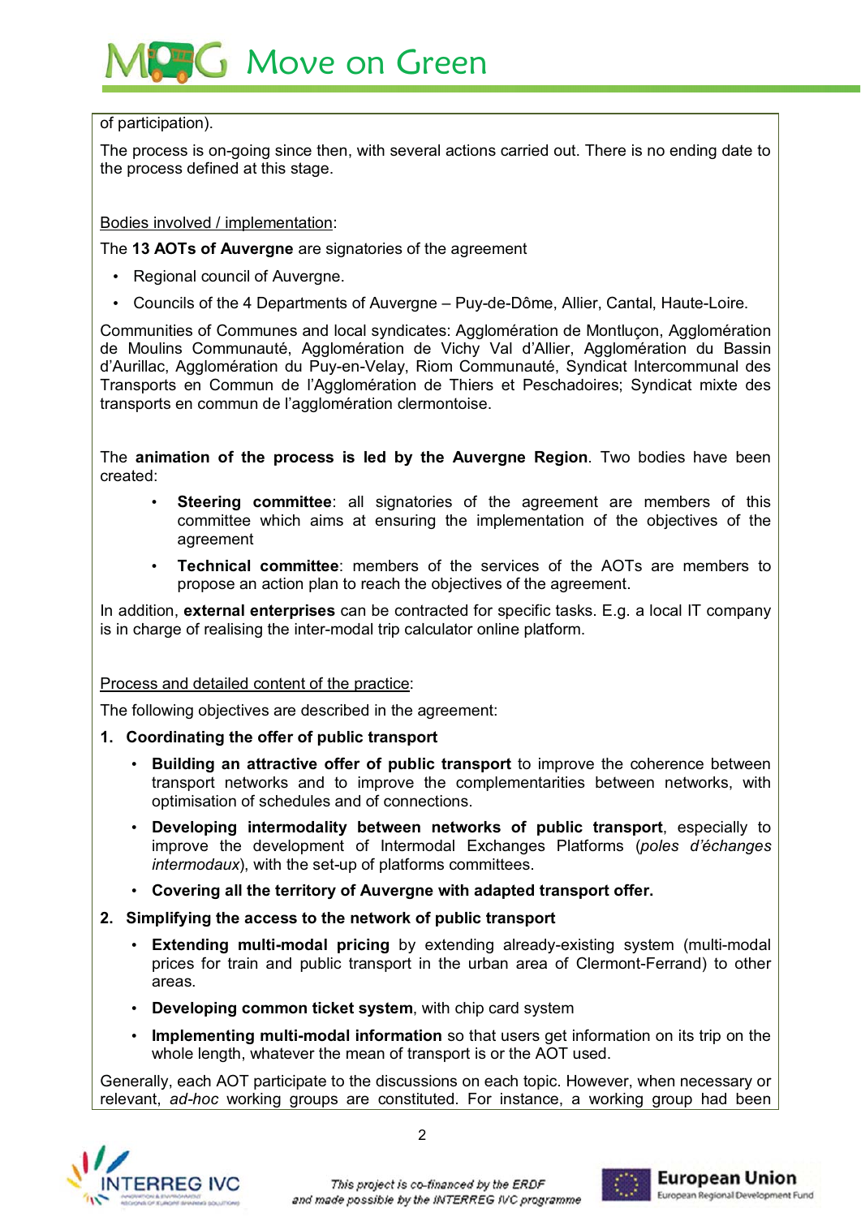of participation).

The process is on-going since then, with several actions carried out. There is no ending date to the process defined at this stage.

Bodies involved / implementation:

The **13 AOTs of Auvergne** are signatories of the agreement

- Regional council of Auvergne.
- Councils of the 4 Departments of Auvergne – Puy-de-Dôme, Allier, Cantal, Haute-Loire.

Communities of Communes and local syndicates: Agglomération de Montluçon, Agglomération de Moulins Communauté, Agglomération de Vichy Val d'Allier, Agglomération du Bassin d'Aurillac, Agglomération du Puy-en-Velay, Riom Communauté, Syndicat Intercommunal des Transports en Commun de l'Agglomération de Thiers et Peschadoires; Syndicat mixte des transports en commun de l'agglomération clermontoise.

The **animation of the process is led by the Auvergne Region**. Two bodies have been created:

- **Steering committee**: all signatories of the agreement are members of this committee which aims at ensuring the implementation of the objectives of the agreement
- **Technical committee**: members of the services of the AOTs are members to propose an action plan to reach the objectives of the agreement.

In addition, **external enterprises** can be contracted for specific tasks. E.g. a local IT company is in charge of realising the inter-modal trip calculator online platform.

Process and detailed content of the practice:

The following objectives are described in the agreement:

1. **Coordinating the offer of public transport**
   - **Building an attractive offer of public transport** to improve the coherence between transport networks and to improve the complementarities between networks, with optimisation of schedules and of connections.
   - **Developing intermodality between networks of public transport**, especially to improve the development of Intermodal Exchanges Platforms (*poles d'échanges intermodaux*), with the set-up of platforms committees.
   - **Covering all the territory of Auvergne with adapted transport offer.**
2. **Simplifying the access to the network of public transport**
   - **Extending multi-modal pricing** by extending already-existing system (multi-modal prices for train and public transport in the urban area of Clermont-Ferrand) to other areas.
   - **Developing common ticket system**, with chip card system
   - **Implementing multi-modal information** so that users get information on its trip on the whole length, whatever the mean of transport is or the AOT used.

Generally, each AOT participate to the discussions on each topic. However, when necessary or relevant, *ad-hoc* working groups are constituted. For instance, a working group had been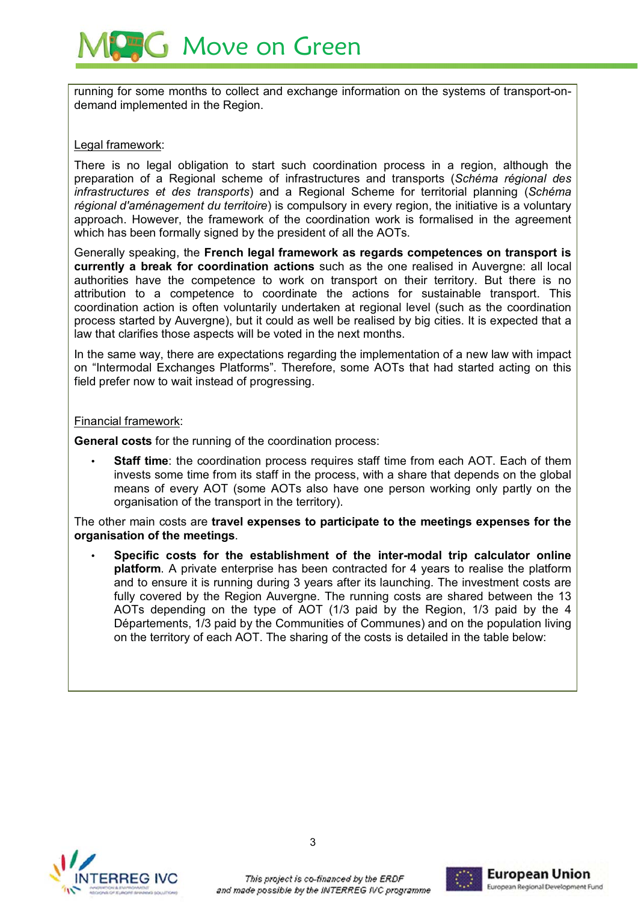running for some months to collect and exchange information on the systems of transport-on-demand implemented in the Region.

Legal framework:

There is no legal obligation to start such coordination process in a region, although the preparation of a Regional scheme of infrastructures and transports (*Schéma régional des infrastructures et des transports*) and a Regional Scheme for territorial planning (*Schéma régional d'aménagement du territoire*) is compulsory in every region, the initiative is a voluntary approach. However, the framework of the coordination work is formalised in the agreement which has been formally signed by the president of all the AOTs.

Generally speaking, the **French legal framework as regards competences on transport is currently a break for coordination actions** such as the one realised in Auvergne: all local authorities have the competence to work on transport on their territory. But there is no attribution to a competence to coordinate the actions for sustainable transport. This coordination action is often voluntarily undertaken at regional level (such as the coordination process started by Auvergne), but it could as well be realised by big cities. It is expected that a law that clarifies those aspects will be voted in the next months.

In the same way, there are expectations regarding the implementation of a new law with impact on "Intermodal Exchanges Platforms". Therefore, some AOTs that had started acting on this field prefer now to wait instead of progressing.

Financial framework:

**General costs** for the running of the coordination process:

- **Staff time**: the coordination process requires staff time from each AOT. Each of them invests some time from its staff in the process, with a share that depends on the global means of every AOT (some AOTs also have one person working only partly on the organisation of the transport in the territory).

The other main costs are **travel expenses to participate to the meetings expenses for the organisation of the meetings**.

- **Specific costs for the establishment of the inter-modal trip calculator online platform**. A private enterprise has been contracted for 4 years to realise the platform and to ensure it is running during 3 years after its launching. The investment costs are fully covered by the Region Auvergne. The running costs are shared between the 13 AOTs depending on the type of AOT (1/3 paid by the Region, 1/3 paid by the 4 Départements, 1/3 paid by the Communities of Communes) and on the population living on the territory of each AOT. The sharing of the costs is detailed in the table below: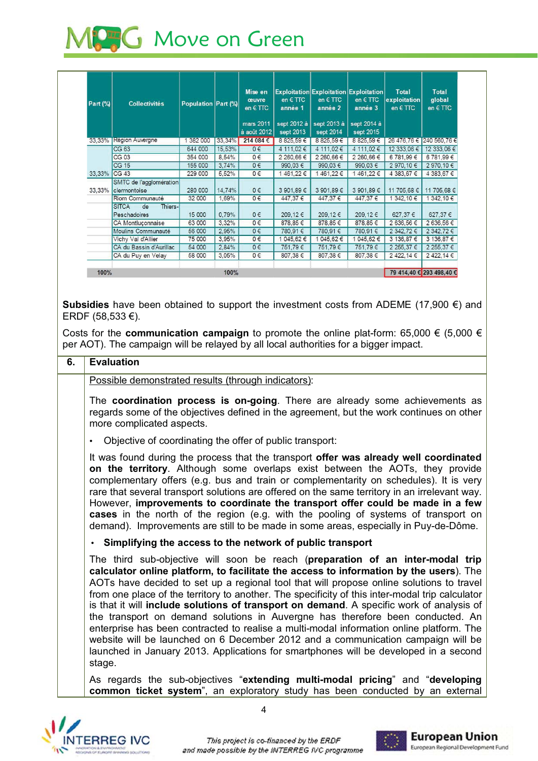| Part (%) | Collectivités | Population | Part (%) | Mise en œuvre en € TTC mars 2011 à août 2012 | Exploitation en € TTC année 1 sept 2012 à sept 2013 | Exploitation en € TTC année 2 sept 2013 à sept 2014 | Exploitation en € TTC année 3 sept 2014 à sept 2015 | Total exploitation en € TTC | Total global en € TTC |
|---|---|---|---|---|---|---|---|---|---|
| 33,33% | Région Auvergne | 1 382 000 | 33,34% | 214 084 € | 8 825,59 € | 8 825,59 € | 8 825,59 € | 26 476,76 € | 240 560,76 € |
| 33,33% | CG 63 | 644 000 | 15,53% | 0 € | 4 111,02 € | 4 111,02 € | 4 111,02 € | 12 333,06 € | 12 333,06 € |
| | CG 03 | 354 000 | 8,54% | 0 € | 2 260,66 € | 2 260,66 € | 2 260,66 € | 6 781,99 € | 6 781,99 € |
| | CG 15 | 155 000 | 3,74% | 0 € | 990,03 € | 990,03 € | 990,03 € | 2 970,10 € | 2 970,10 € |
| | CG 43 | 229 000 | 5,52% | 0 € | 1 461,22 € | 1 461,22 € | 1 461,22 € | 4 383,67 € | 4 383,67 € |
| 33,33% | SMTC de l'agglomération clermontoise | 280 000 | 14,74% | 0 € | 3 901,89 € | 3 901,89 € | 3 901,89 € | 11 705,68 € | 11 705,68 € |
| | Riom Communauté | 32 000 | 1,69% | 0 € | 447,37 € | 447,37 € | 447,37 € | 1 342,10 € | 1 342,10 € |
| | SITCA de Thiers-Peschadoires | 15 000 | 0,79% | 0 € | 209,12 € | 209,12 € | 209,12 € | 627,37 € | 627,37 € |
| | CA Montluçonnaise | 63 000 | 3,32% | 0 € | 878,85 € | 878,85 € | 878,85 € | 2 636,56 € | 2 636,56 € |
| | Moulins Communauté | 56 000 | 2,95% | 0 € | 780,91 € | 780,91 € | 780,91 € | 2 342,72 € | 2 342,72 € |
| | Vichy Val d'Allier | 75 000 | 3,95% | 0 € | 1 045,62 € | 1 045,62 € | 1 045,62 € | 3 136,87 € | 3 136,87 € |
| | CA du Bassin d'Aurillac | 54 000 | 2,84% | 0 € | 751,79 € | 751,79 € | 751,79 € | 2 255,37 € | 2 255,37 € |
| | CA du Puy en Velay | 58 000 | 3,05% | 0 € | 807,38 € | 807,38 € | 807,38 € | 2 422,14 € | 2 422,14 € |
| 100% | | | 100% | | | | | 79 414,40 € | 293 498,40 € |

**Subsidies** have been obtained to support the investment costs from ADEME (17,900 €) and ERDF (58,533 €).

Costs for the **communication campaign** to promote the online plat-form: 65,000 € (5,000 € per AOT). The campaign will be relayed by all local authorities for a bigger impact.

## 6. Evaluation

Possible demonstrated results (through indicators):

The **coordination process is on-going**. There are already some achievements as regards some of the objectives defined in the agreement, but the work continues on other more complicated aspects.

- Objective of coordinating the offer of public transport:

It was found during the process that the transport **offer was already well coordinated on the territory**. Although some overlaps exist between the AOTs, they provide complementary offers (e.g. bus and train or complementarity on schedules). It is very rare that several transport solutions are offered on the same territory in an irrelevant way. However, **improvements to coordinate the transport offer could be made in a few cases** in the north of the region (e.g. with the pooling of systems of transport on demand). Improvements are still to be made in some areas, especially in Puy-de-Dôme.

- **Simplifying the access to the network of public transport**

The third sub-objective will soon be reach (**preparation of an inter-modal trip calculator online platform, to facilitate the access to information by the users**). The AOTs have decided to set up a regional tool that will propose online solutions to travel from one place of the territory to another. The specificity of this inter-modal trip calculator is that it will **include solutions of transport on demand**. A specific work of analysis of the transport on demand solutions in Auvergne has therefore been conducted. An enterprise has been contracted to realise a multi-modal information online platform. The website will be launched on 6 December 2012 and a communication campaign will be launched in January 2013. Applications for smartphones will be developed in a second stage.

As regards the sub-objectives "**extending multi-modal pricing**" and "**developing common ticket system**", an exploratory study has been conducted by an external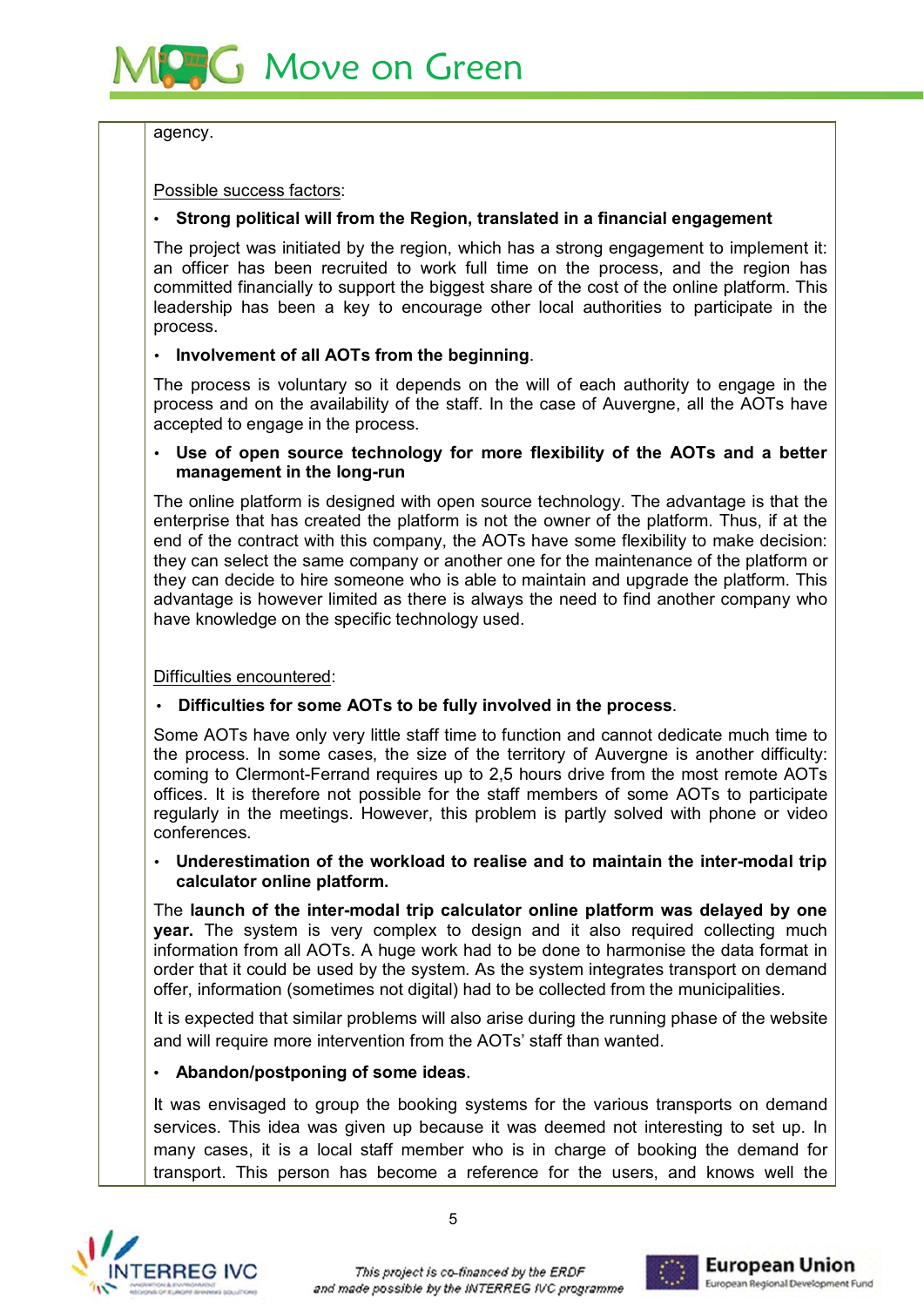agency.

Possible success factors:

- **Strong political will from the Region, translated in a financial engagement**

The project was initiated by the region, which has a strong engagement to implement it: an officer has been recruited to work full time on the process, and the region has committed financially to support the biggest share of the cost of the online platform. This leadership has been a key to encourage other local authorities to participate in the process.

- **Involvement of all AOTs from the beginning**.

The process is voluntary so it depends on the will of each authority to engage in the process and on the availability of the staff. In the case of Auvergne, all the AOTs have accepted to engage in the process.

- **Use of open source technology for more flexibility of the AOTs and a better management in the long-run**

The online platform is designed with open source technology. The advantage is that the enterprise that has created the platform is not the owner of the platform. Thus, if at the end of the contract with this company, the AOTs have some flexibility to make decision: they can select the same company or another one for the maintenance of the platform or they can decide to hire someone who is able to maintain and upgrade the platform. This advantage is however limited as there is always the need to find another company who have knowledge on the specific technology used.

Difficulties encountered:

- **Difficulties for some AOTs to be fully involved in the process**.

Some AOTs have only very little staff time to function and cannot dedicate much time to the process. In some cases, the size of the territory of Auvergne is another difficulty: coming to Clermont-Ferrand requires up to 2,5 hours drive from the most remote AOTs offices. It is therefore not possible for the staff members of some AOTs to participate regularly in the meetings. However, this problem is partly solved with phone or video conferences.

- **Underestimation of the workload to realise and to maintain the inter-modal trip calculator online platform.**

The **launch of the inter-modal trip calculator online platform was delayed by one year.** The system is very complex to design and it also required collecting much information from all AOTs. A huge work had to be done to harmonise the data format in order that it could be used by the system. As the system integrates transport on demand offer, information (sometimes not digital) had to be collected from the municipalities.

It is expected that similar problems will also arise during the running phase of the website and will require more intervention from the AOTs' staff than wanted.

- **Abandon/postponing of some ideas**.

It was envisaged to group the booking systems for the various transports on demand services. This idea was given up because it was deemed not interesting to set up. In many cases, it is a local staff member who is in charge of booking the demand for transport. This person has become a reference for the users, and knows well the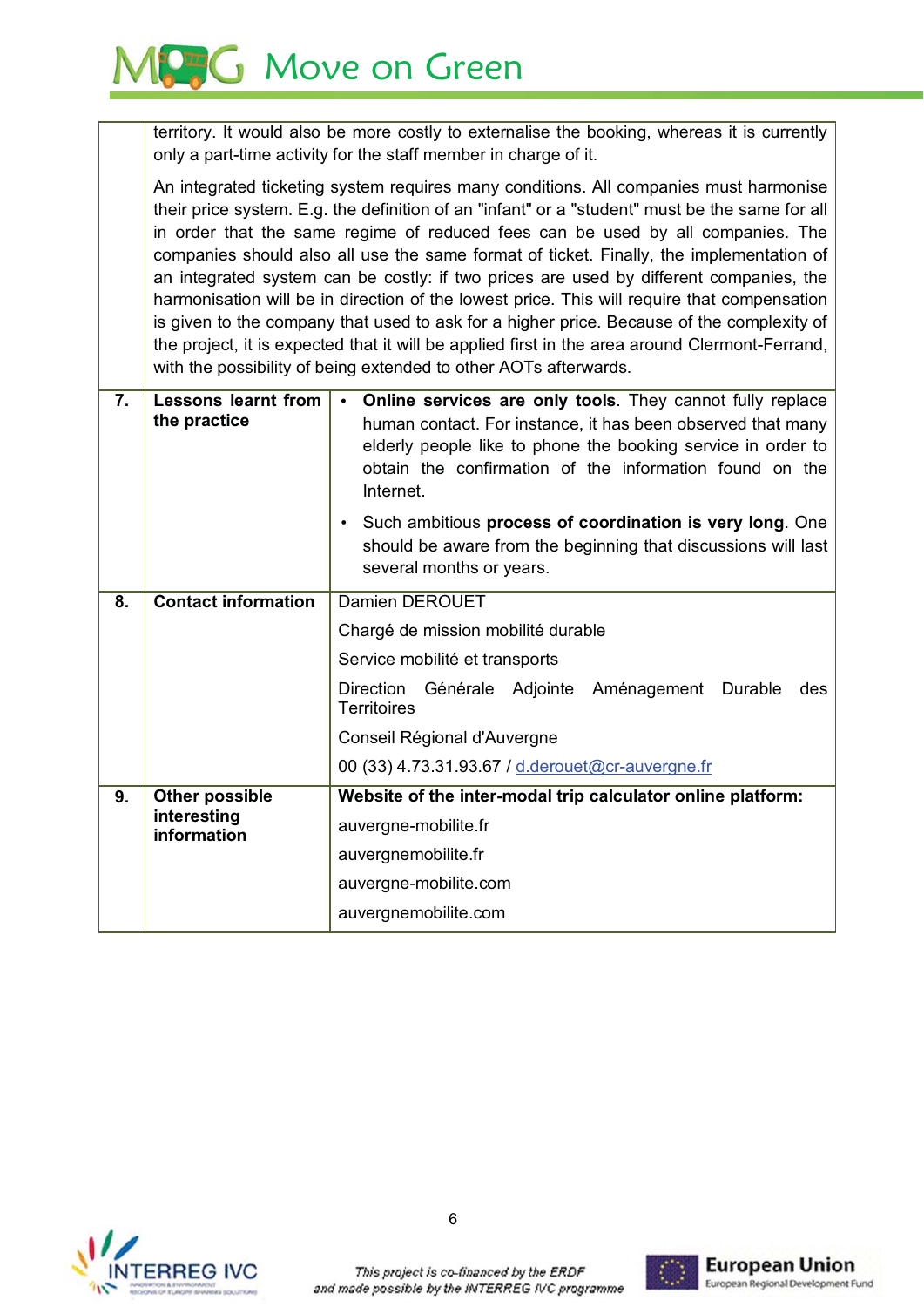| | | |
|---|---|---|
| | | territory. It would also be more costly to externalise the booking, whereas it is currently only a part-time activity for the staff member in charge of it.<br><br>An integrated ticketing system requires many conditions. All companies must harmonise their price system. E.g. the definition of an "infant" or a "student" must be the same for all in order that the same regime of reduced fees can be used by all companies. The companies should also all use the same format of ticket. Finally, the implementation of an integrated system can be costly: if two prices are used by different companies, the harmonisation will be in direction of the lowest price. This will require that compensation is given to the company that used to ask for a higher price. Because of the complexity of the project, it is expected that it will be applied first in the area around Clermont-Ferrand, with the possibility of being extended to other AOTs afterwards. |
| **7.** | **Lessons learnt from the practice** | • **Online services are only tools**. They cannot fully replace human contact. For instance, it has been observed that many elderly people like to phone the booking service in order to obtain the confirmation of the information found on the Internet.<br><br>• Such ambitious **process of coordination is very long**. One should be aware from the beginning that discussions will last several months or years. |
| **8.** | **Contact information** | Damien DEROUET<br><br>Chargé de mission mobilité durable<br><br>Service mobilité et transports<br><br>Direction Générale Adjointe Aménagement Durable des Territoires<br><br>Conseil Régional d'Auvergne<br><br>00 (33) 4.73.31.93.67 / d.derouet@cr-auvergne.fr |
| **9.** | **Other possible interesting information** | **Website of the inter-modal trip calculator online platform:**<br><br>auvergne-mobilite.fr<br><br>auvergnemobilite.fr<br><br>auvergne-mobilite.com<br><br>auvergnemobilite.com |

This project is co-financed by the ERDF and made possible by the INTERREG IVC programme